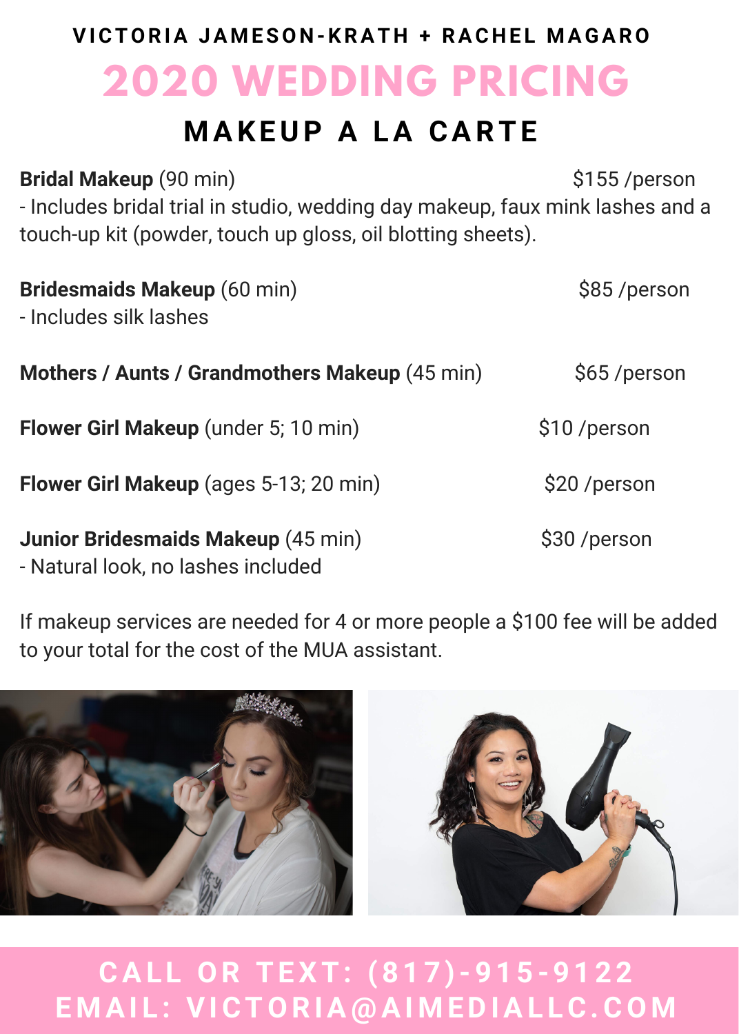**VICTORIA JAMESON-KRATH + RACHEL MAGARO**

# 2020 WEDDING PRICING

## MAKEUP A LA CARTE

**Bridal Makeup** (90 min) — $155 /person

- Includes bridal trial in studio, wedding day makeup, faux mink lashes and a touch-up kit (powder, touch up gloss, oil blotting sheets).

**Bridesmaids Makeup** (60 min) — $85 /person

- Includes silk lashes

**Mothers / Aunts / Grandmothers Makeup** (45 min) — $65 /person

**Flower Girl Makeup** (under 5; 10 min) — $10 /person

**Flower Girl Makeup** (ages 5-13; 20 min) — $20 /person

**Junior Bridesmaids Makeup** (45 min) — $30 /person

- Natural look, no lashes included

If makeup services are needed for 4 or more people a $100 fee will be added to your total for the cost of the MUA assistant.

**CALL OR TEXT: (817)-915-9122**
**EMAIL: VICTORIA@AIMEDIALLC.COM**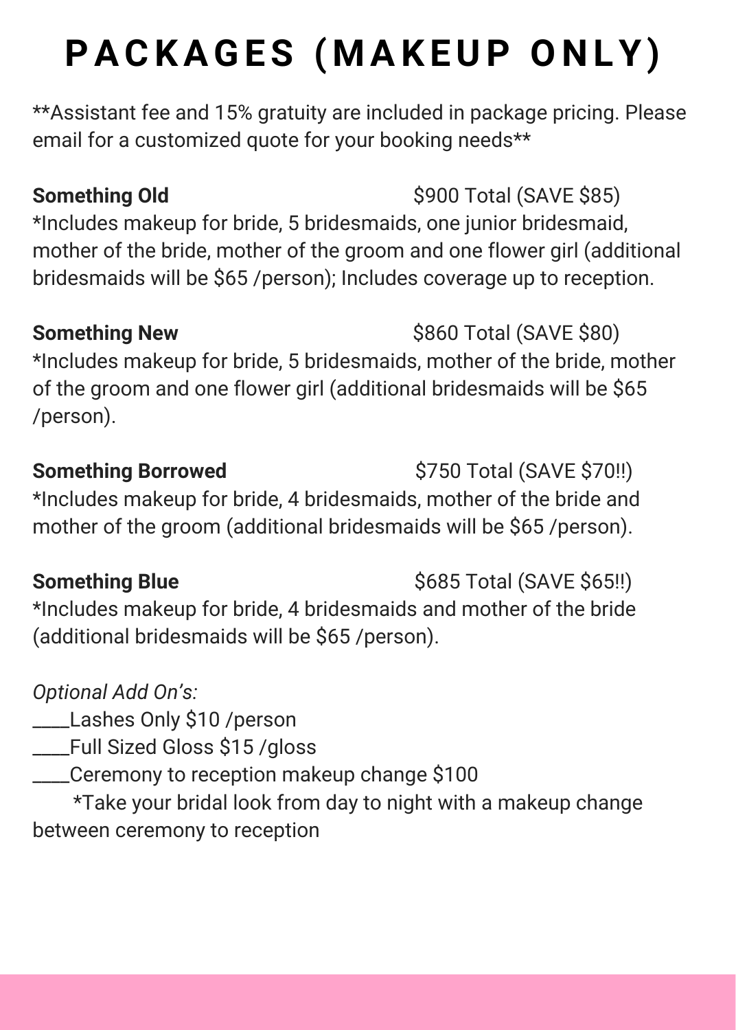# PACKAGES (MAKEUP ONLY)

**Assistant fee and 15% gratuity are included in package pricing. Please email for a customized quote for your booking needs**

**Something Old** $900 Total (SAVE $85)
*Includes makeup for bride, 5 bridesmaids, one junior bridesmaid, mother of the bride, mother of the groom and one flower girl (additional bridesmaids will be $65 /person); Includes coverage up to reception.

**Something New** $860 Total (SAVE $80)
*Includes makeup for bride, 5 bridesmaids, mother of the bride, mother of the groom and one flower girl (additional bridesmaids will be $65 /person).

**Something Borrowed** $750 Total (SAVE $70!!)
*Includes makeup for bride, 4 bridesmaids, mother of the bride and mother of the groom (additional bridesmaids will be $65 /person).

**Something Blue** $685 Total (SAVE $65!!)
*Includes makeup for bride, 4 bridesmaids and mother of the bride (additional bridesmaids will be $65 /person).

*Optional Add On's:*

____Lashes Only $10 /person
____Full Sized Gloss $15 /gloss
____Ceremony to reception makeup change $100
*Take your bridal look from day to night with a makeup change between ceremony to reception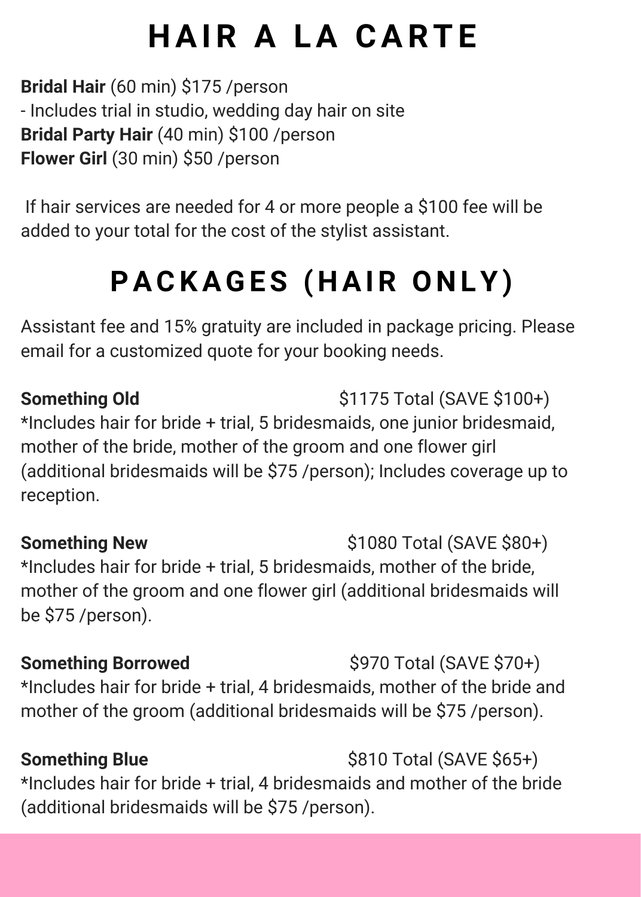# HAIR A LA CARTE

**Bridal Hair** (60 min) $175 /person
- Includes trial in studio, wedding day hair on site

**Bridal Party Hair** (40 min) $100 /person

**Flower Girl** (30 min) $50 /person

If hair services are needed for 4 or more people a $100 fee will be added to your total for the cost of the stylist assistant.

# PACKAGES (HAIR ONLY)

Assistant fee and 15% gratuity are included in package pricing. Please email for a customized quote for your booking needs.

**Something Old** $1175 Total (SAVE $100+)
*Includes hair for bride + trial, 5 bridesmaids, one junior bridesmaid, mother of the bride, mother of the groom and one flower girl (additional bridesmaids will be $75 /person); Includes coverage up to reception.

**Something New** $1080 Total (SAVE $80+)
*Includes hair for bride + trial, 5 bridesmaids, mother of the bride, mother of the groom and one flower girl (additional bridesmaids will be $75 /person).

**Something Borrowed** $970 Total (SAVE $70+)
*Includes hair for bride + trial, 4 bridesmaids, mother of the bride and mother of the groom (additional bridesmaids will be $75 /person).

**Something Blue** $810 Total (SAVE $65+)
*Includes hair for bride + trial, 4 bridesmaids and mother of the bride (additional bridesmaids will be $75 /person).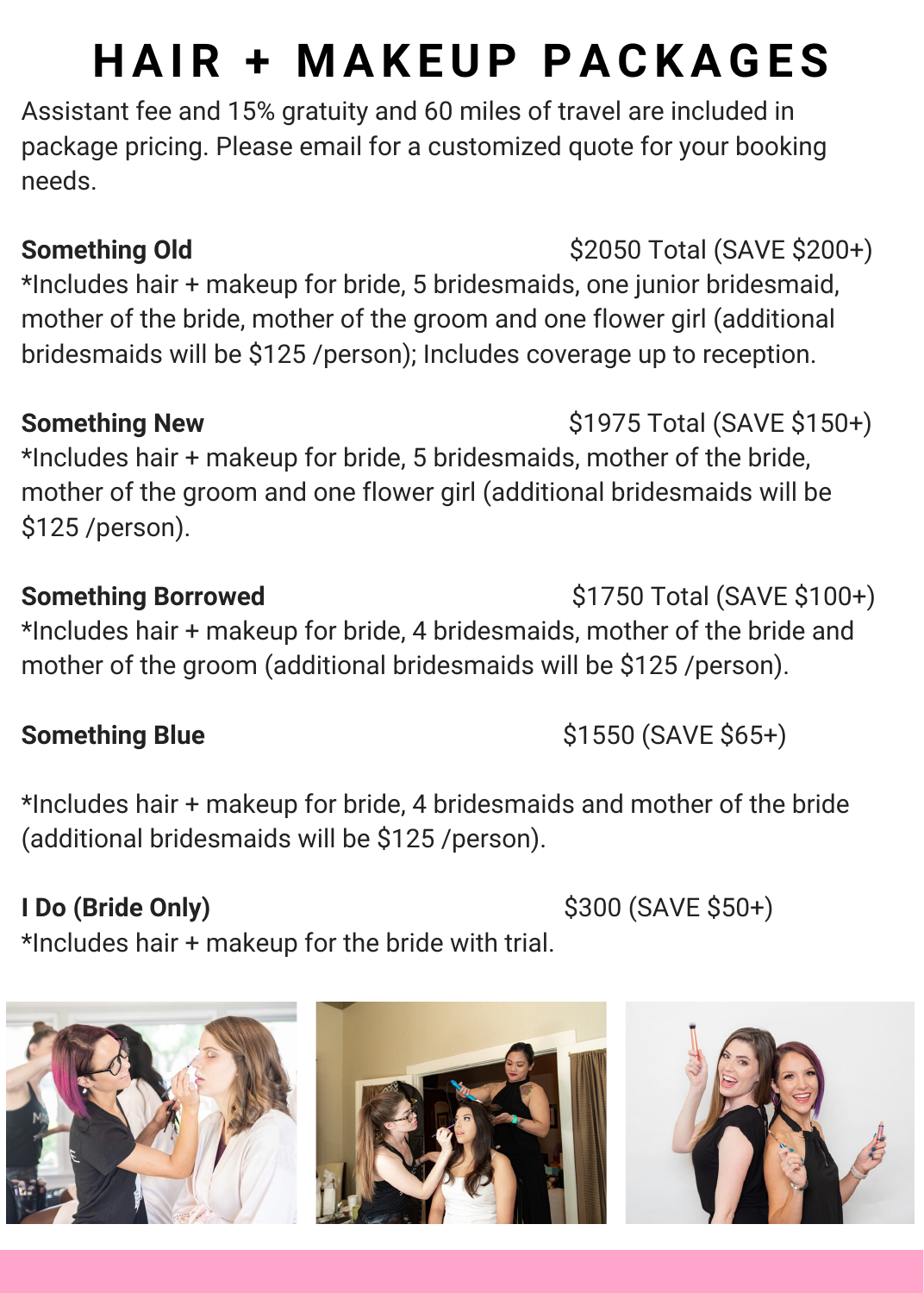# HAIR + MAKEUP PACKAGES

Assistant fee and 15% gratuity and 60 miles of travel are included in package pricing. Please email for a customized quote for your booking needs.

**Something Old** $2050 Total (SAVE $200+)

*Includes hair + makeup for bride, 5 bridesmaids, one junior bridesmaid, mother of the bride, mother of the groom and one flower girl (additional bridesmaids will be $125 /person); Includes coverage up to reception.

**Something New** $1975 Total (SAVE $150+)

*Includes hair + makeup for bride, 5 bridesmaids, mother of the bride, mother of the groom and one flower girl (additional bridesmaids will be $125 /person).

**Something Borrowed** $1750 Total (SAVE $100+)

*Includes hair + makeup for bride, 4 bridesmaids, mother of the bride and mother of the groom (additional bridesmaids will be $125 /person).

**Something Blue** $1550 (SAVE $65+)

*Includes hair + makeup for bride, 4 bridesmaids and mother of the bride (additional bridesmaids will be $125 /person).

**I Do (Bride Only)** $300 (SAVE $50+)

*Includes hair + makeup for the bride with trial.